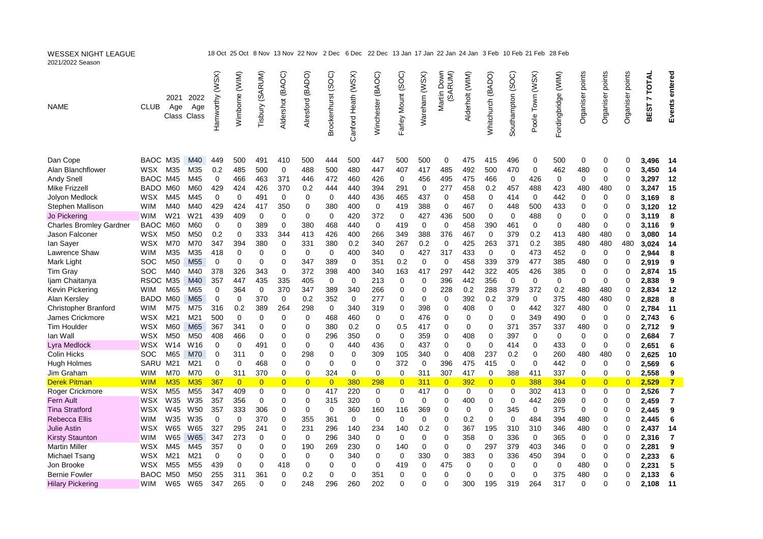WESSEX NIGHT LEAGUE
2021/2022 Season

| NAME | CLUB | 2021 Age Class | 2022 Age Class | Hamworthy (WSX) 18 Oct | Wimborne (WIM) 25 Oct | Tisbury (SARUM) 8 Nov | Aldershot (BAOC) 13 Nov | Alresford (BADO) 22 Nov | Brockenhurst (SOC) 2 Dec | Canford Heath (WSX) 6 Dec | Winchester (BAOC) 22 Dec | Farley Mount (SOC) 13 Jan | Wareham (WSX) 17 Jan | Martin Down (SARUM) 22 Jan | Alderholt (WIM) 24 Jan | Whitchurch (BADO) 3 Feb | Southampton (SOC) 10 Feb | Poole Town (WSX) 21 Feb | Fordingbridge (WIM) 28 Feb | Organiser points | Organiser points | Organiser points | BEST 7 TOTAL | Events entered |
|---|---|---|---|---|---|---|---|---|---|---|---|---|---|---|---|---|---|---|---|---|---|---|---|---|
| Dan Cope | BAOC | M35 | M40 | 449 | 500 | 491 | 410 | 500 | 444 | 500 | 447 | 500 | 500 | 0 | 475 | 415 | 496 | 0 | 500 | 0 | 0 | 0 | 3,496 | 14 |
| Alan Blanchflower | WSX | M35 | M35 | 0.2 | 485 | 500 | 0 | 488 | 500 | 480 | 447 | 407 | 417 | 485 | 492 | 500 | 470 | 0 | 462 | 480 | 0 | 0 | 3,450 | 14 |
| Andy Snell | BAOC | M45 | M45 | 0 | 466 | 463 | 371 | 446 | 472 | 460 | 426 | 0 | 456 | 495 | 475 | 466 | 0 | 426 | 0 | 0 | 0 | 0 | 3,297 | 12 |
| Mike Frizzell | BADO | M60 | M60 | 429 | 424 | 426 | 370 | 0.2 | 444 | 440 | 394 | 291 | 0 | 277 | 458 | 0.2 | 457 | 488 | 423 | 480 | 480 | 0 | 3,247 | 15 |
| Jolyon Medlock | WSX | M45 | M45 | 0 | 0 | 491 | 0 | 0 | 0 | 440 | 436 | 465 | 437 | 0 | 458 | 0 | 414 | 0 | 442 | 0 | 0 | 0 | 3,169 | 8 |
| Stephen Mallison | WIM | M40 | M40 | 429 | 424 | 417 | 350 | 0 | 380 | 400 | 0 | 419 | 388 | 0 | 467 | 0 | 448 | 500 | 433 | 0 | 0 | 0 | 3,120 | 12 |
| Jo Pickering | WIM | W21 | W21 | 439 | 409 | 0 | 0 | 0 | 0 | 420 | 372 | 0 | 427 | 436 | 500 | 0 | 0 | 488 | 0 | 0 | 0 | 0 | 3,119 | 8 |
| Charles Bromley Gardner | BAOC | M60 | M60 | 0 | 0 | 389 | 0 | 380 | 468 | 440 | 0 | 419 | 0 | 0 | 458 | 390 | 461 | 0 | 0 | 480 | 0 | 0 | 3,116 | 9 |
| Jason Falconer | WSX | M50 | M50 | 0.2 | 0 | 333 | 344 | 413 | 426 | 400 | 266 | 349 | 388 | 376 | 467 | 0 | 379 | 0.2 | 413 | 480 | 480 | 0 | 3,080 | 14 |
| Ian Sayer | WSX | M70 | M70 | 347 | 394 | 380 | 0 | 331 | 380 | 0.2 | 340 | 267 | 0.2 | 0 | 425 | 263 | 371 | 0.2 | 385 | 480 | 480 | 480 | 3,024 | 14 |
| Lawrence Shaw | WIM | M35 | M35 | 418 | 0 | 0 | 0 | 0 | 0 | 400 | 340 | 0 | 427 | 317 | 433 | 0 | 0 | 473 | 452 | 0 | 0 | 0 | 2,944 | 8 |
| Mark Light | SOC | M50 | M55 | 0 | 0 | 0 | 0 | 347 | 389 | 0 | 351 | 0.2 | 0 | 0 | 458 | 339 | 379 | 477 | 385 | 480 | 0 | 0 | 2,919 | 9 |
| Tim Gray | SOC | M40 | M40 | 378 | 326 | 343 | 0 | 372 | 398 | 400 | 340 | 163 | 417 | 297 | 442 | 322 | 405 | 426 | 385 | 0 | 0 | 0 | 2,874 | 15 |
| Ijam Chaitanya | RSOC | M35 | M40 | 357 | 447 | 435 | 335 | 405 | 0 | 0 | 213 | 0 | 0 | 396 | 442 | 356 | 0 | 0 | 0 | 0 | 0 | 0 | 2,838 | 9 |
| Kevin Pickering | WIM | M65 | M65 | 0 | 364 | 0 | 370 | 347 | 389 | 340 | 266 | 0 | 0 | 228 | 0.2 | 288 | 379 | 372 | 0.2 | 480 | 480 | 0 | 2,834 | 12 |
| Alan Kersley | BADO | M60 | M65 | 0 | 0 | 370 | 0 | 0.2 | 352 | 0 | 277 | 0 | 0 | 0 | 392 | 0.2 | 379 | 0 | 375 | 480 | 480 | 0 | 2,828 | 8 |
| Christopher Branford | WIM | M75 | M75 | 316 | 0.2 | 389 | 264 | 298 | 0 | 340 | 319 | 0 | 398 | 0 | 408 | 0 | 0 | 442 | 327 | 480 | 0 | 0 | 2,784 | 11 |
| James Crickmore | WSX | M21 | M21 | 500 | 0 | 0 | 0 | 0 | 468 | 460 | 0 | 0 | 476 | 0 | 0 | 0 | 0 | 349 | 490 | 0 | 0 | 0 | 2,743 | 6 |
| Tim Houlder | WSX | M60 | M65 | 367 | 341 | 0 | 0 | 0 | 380 | 0.2 | 0 | 0.5 | 417 | 0 | 0 | 0 | 371 | 357 | 337 | 480 | 0 | 0 | 2,712 | 9 |
| Ian Wall | WSX | M50 | M50 | 408 | 466 | 0 | 0 | 0 | 296 | 350 | 0 | 0 | 359 | 0 | 408 | 0 | 397 | 0 | 0 | 0 | 0 | 0 | 2,684 | 7 |
| Lyra Medlock | WSX | W14 | W16 | 0 | 0 | 491 | 0 | 0 | 0 | 440 | 436 | 0 | 437 | 0 | 0 | 0 | 414 | 0 | 433 | 0 | 0 | 0 | 2,651 | 6 |
| Colin Hicks | SOC | M65 | M70 | 0 | 311 | 0 | 0 | 298 | 0 | 0 | 309 | 105 | 340 | 0 | 408 | 237 | 0.2 | 0 | 260 | 480 | 480 | 0 | 2,625 | 10 |
| Hugh Holmes | SARU | M21 | M21 | 0 | 0 | 468 | 0 | 0 | 0 | 0 | 0 | 372 | 0 | 396 | 475 | 415 | 0 | 0 | 442 | 0 | 0 | 0 | 2,569 | 6 |
| Jim Graham | WIM | M70 | M70 | 0 | 311 | 370 | 0 | 0 | 324 | 0 | 0 | 0 | 311 | 307 | 417 | 0 | 388 | 411 | 337 | 0 | 0 | 0 | 2,558 | 9 |
| Derek Pitman | WIM | M35 | M35 | 367 | 0 | 0 | 0 | 0 | 0 | 380 | 298 | 0 | 311 | 0 | 392 | 0 | 0 | 388 | 394 | 0 | 0 | 0 | 2,529 | 7 |
| Roger Crickmore | WSX | M55 | M55 | 347 | 409 | 0 | 0 | 0 | 417 | 220 | 0 | 0 | 417 | 0 | 0 | 0 | 0 | 302 | 413 | 0 | 0 | 0 | 2,526 | 7 |
| Fern Ault | WSX | W35 | W35 | 357 | 356 | 0 | 0 | 0 | 315 | 320 | 0 | 0 | 0 | 0 | 400 | 0 | 0 | 442 | 269 | 0 | 0 | 0 | 2,459 | 7 |
| Tina Stratford | WSX | W45 | W50 | 357 | 333 | 306 | 0 | 0 | 0 | 360 | 160 | 116 | 369 | 0 | 0 | 0 | 345 | 0 | 375 | 0 | 0 | 0 | 2,445 | 9 |
| Rebecca Ellis | WIM | W35 | W35 | 0 | 0 | 370 | 0 | 355 | 361 | 0 | 0 | 0 | 0 | 0 | 0.2 | 0 | 0 | 484 | 394 | 480 | 0 | 0 | 2,445 | 6 |
| Julie Astin | WSX | W65 | W65 | 327 | 295 | 241 | 0 | 231 | 296 | 140 | 234 | 140 | 0.2 | 0 | 367 | 195 | 310 | 310 | 346 | 480 | 0 | 0 | 2,437 | 14 |
| Kirsty Staunton | WIM | W65 | W65 | 347 | 273 | 0 | 0 | 0 | 296 | 340 | 0 | 0 | 0 | 0 | 358 | 0 | 336 | 0 | 365 | 0 | 0 | 0 | 2,316 | 7 |
| Martin Miller | WSX | M45 | M45 | 357 | 0 | 0 | 0 | 190 | 269 | 230 | 0 | 140 | 0 | 0 | 0 | 297 | 379 | 403 | 346 | 0 | 0 | 0 | 2,281 | 9 |
| Michael Tsang | WSX | M21 | M21 | 0 | 0 | 0 | 0 | 0 | 0 | 340 | 0 | 0 | 330 | 0 | 383 | 0 | 336 | 450 | 394 | 0 | 0 | 0 | 2,233 | 6 |
| Jon Brooke | WSX | M55 | M55 | 439 | 0 | 0 | 418 | 0 | 0 | 0 | 0 | 419 | 0 | 475 | 0 | 0 | 0 | 0 | 0 | 480 | 0 | 0 | 2,231 | 5 |
| Bernie Fowler | BAOC | M50 | M50 | 255 | 311 | 361 | 0 | 0.2 | 0 | 0 | 351 | 0 | 0 | 0 | 0 | 0 | 0 | 0 | 375 | 480 | 0 | 0 | 2,133 | 6 |
| Hilary Pickering | WIM | W65 | W65 | 347 | 265 | 0 | 0 | 248 | 296 | 260 | 202 | 0 | 0 | 0 | 300 | 195 | 319 | 264 | 317 | 0 | 0 | 0 | 2,108 | 11 |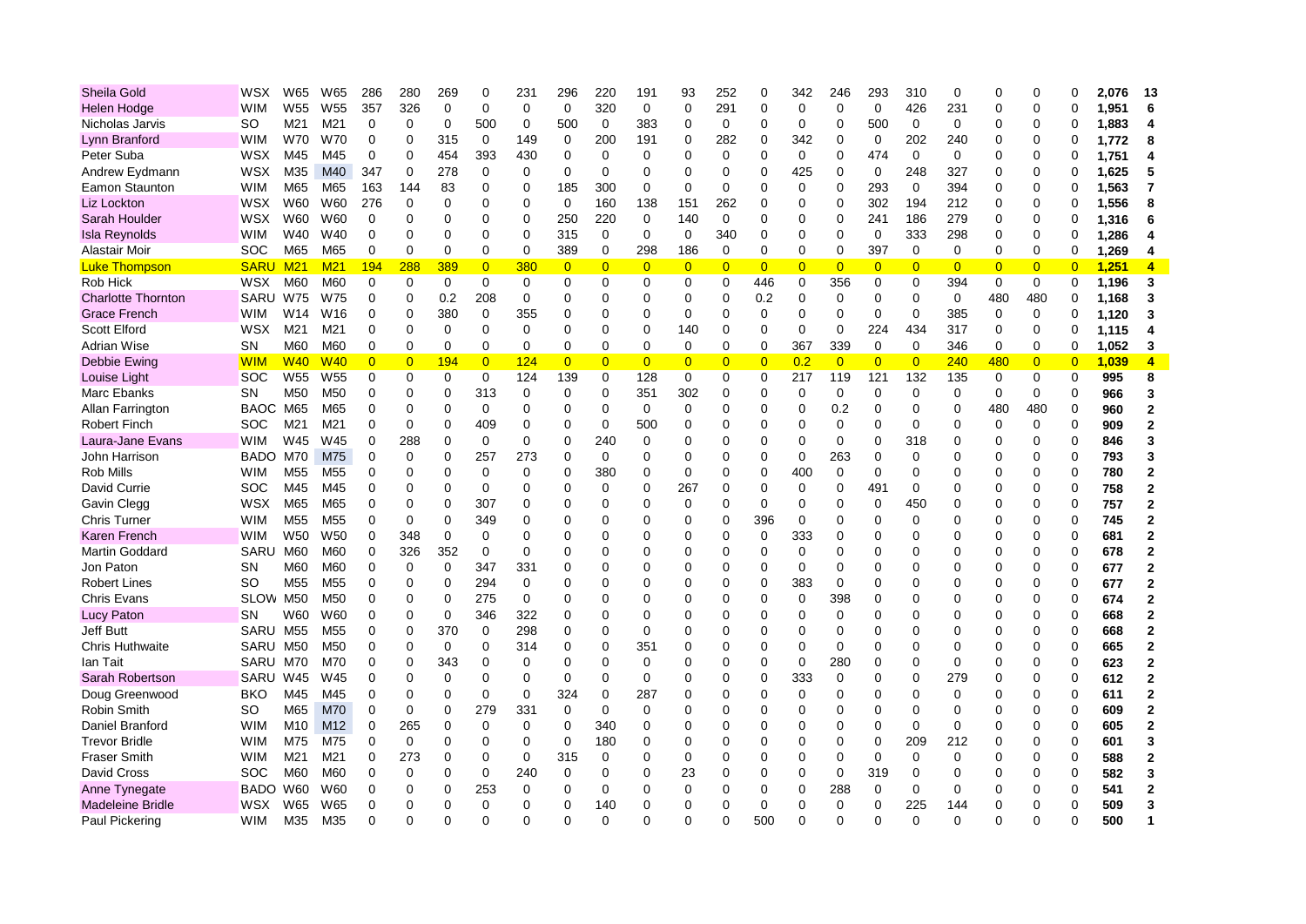| | | | | | | | | | | | | | | | | | | | | | | | | | | |
|---|---|---|---|---|---|---|---|---|---|---|---|---|---|---|---|---|---|---|---|---|---|---|---|---|---|---|
| Sheila Gold | WSX | W65 | W65 | 286 | 280 | 269 | 0 | 231 | 296 | 220 | 191 | 93 | 252 | 0 | 342 | 246 | 293 | 310 | 0 | 0 | 0 | 0 | 2,076 | 13 |
| Helen Hodge | WIM | W55 | W55 | 357 | 326 | 0 | 0 | 0 | 0 | 320 | 0 | 0 | 291 | 0 | 0 | 0 | 0 | 426 | 231 | 0 | 0 | 0 | 1,951 | 6 |
| Nicholas Jarvis | SO | M21 | M21 | 0 | 0 | 0 | 500 | 0 | 500 | 0 | 383 | 0 | 0 | 0 | 0 | 0 | 500 | 0 | 0 | 0 | 0 | 0 | 1,883 | 4 |
| Lynn Branford | WIM | W70 | W70 | 0 | 0 | 315 | 0 | 149 | 0 | 200 | 191 | 0 | 282 | 0 | 342 | 0 | 0 | 202 | 240 | 0 | 0 | 0 | 1,772 | 8 |
| Peter Suba | WSX | M45 | M45 | 0 | 0 | 454 | 393 | 430 | 0 | 0 | 0 | 0 | 0 | 0 | 0 | 0 | 474 | 0 | 0 | 0 | 0 | 0 | 1,751 | 4 |
| Andrew Eydmann | WSX | M35 | M40 | 347 | 0 | 278 | 0 | 0 | 0 | 0 | 0 | 0 | 0 | 0 | 425 | 0 | 0 | 248 | 327 | 0 | 0 | 0 | 1,625 | 5 |
| Eamon Staunton | WIM | M65 | M65 | 163 | 144 | 83 | 0 | 0 | 185 | 300 | 0 | 0 | 0 | 0 | 0 | 0 | 293 | 0 | 394 | 0 | 0 | 0 | 1,563 | 7 |
| Liz Lockton | WSX | W60 | W60 | 276 | 0 | 0 | 0 | 0 | 0 | 160 | 138 | 151 | 262 | 0 | 0 | 0 | 302 | 194 | 212 | 0 | 0 | 0 | 1,556 | 8 |
| Sarah Houlder | WSX | W60 | W60 | 0 | 0 | 0 | 0 | 0 | 250 | 220 | 0 | 140 | 0 | 0 | 0 | 0 | 241 | 186 | 279 | 0 | 0 | 0 | 1,316 | 6 |
| Isla Reynolds | WIM | W40 | W40 | 0 | 0 | 0 | 0 | 0 | 315 | 0 | 0 | 0 | 340 | 0 | 0 | 0 | 0 | 333 | 298 | 0 | 0 | 0 | 1,286 | 4 |
| Alastair Moir | SOC | M65 | M65 | 0 | 0 | 0 | 0 | 0 | 389 | 0 | 298 | 186 | 0 | 0 | 0 | 0 | 397 | 0 | 0 | 0 | 0 | 0 | 1,269 | 4 |
| Luke Thompson | SARU | M21 | M21 | 194 | 288 | 389 | 0 | 380 | 0 | 0 | 0 | 0 | 0 | 0 | 0 | 0 | 0 | 0 | 0 | 0 | 0 | 0 | 1,251 | 4 |
| Rob Hick | WSX | M60 | M60 | 0 | 0 | 0 | 0 | 0 | 0 | 0 | 0 | 0 | 0 | 446 | 0 | 356 | 0 | 0 | 394 | 0 | 0 | 0 | 1,196 | 3 |
| Charlotte Thornton | SARU | W75 | W75 | 0 | 0 | 0.2 | 208 | 0 | 0 | 0 | 0 | 0 | 0 | 0.2 | 0 | 0 | 0 | 0 | 0 | 480 | 480 | 0 | 1,168 | 3 |
| Grace French | WIM | W14 | W16 | 0 | 0 | 380 | 0 | 355 | 0 | 0 | 0 | 0 | 0 | 0 | 0 | 0 | 0 | 0 | 385 | 0 | 0 | 0 | 1,120 | 3 |
| Scott Elford | WSX | M21 | M21 | 0 | 0 | 0 | 0 | 0 | 0 | 0 | 0 | 140 | 0 | 0 | 0 | 0 | 224 | 434 | 317 | 0 | 0 | 0 | 1,115 | 4 |
| Adrian Wise | SN | M60 | M60 | 0 | 0 | 0 | 0 | 0 | 0 | 0 | 0 | 0 | 0 | 0 | 367 | 339 | 0 | 0 | 346 | 0 | 0 | 0 | 1,052 | 3 |
| Debbie Ewing | WIM | W40 | W40 | 0 | 0 | 194 | 0 | 124 | 0 | 0 | 0 | 0 | 0 | 0 | 0.2 | 0 | 0 | 0 | 240 | 480 | 0 | 0 | 1,039 | 4 |
| Louise Light | SOC | W55 | W55 | 0 | 0 | 0 | 0 | 124 | 139 | 0 | 128 | 0 | 0 | 0 | 217 | 119 | 121 | 132 | 135 | 0 | 0 | 0 | 995 | 8 |
| Marc Ebanks | SN | M50 | M50 | 0 | 0 | 0 | 313 | 0 | 0 | 0 | 351 | 302 | 0 | 0 | 0 | 0 | 0 | 0 | 0 | 0 | 0 | 0 | 966 | 3 |
| Allan Farrington | BAOC | M65 | M65 | 0 | 0 | 0 | 0 | 0 | 0 | 0 | 0 | 0 | 0 | 0 | 0 | 0.2 | 0 | 0 | 0 | 480 | 480 | 0 | 960 | 2 |
| Robert Finch | SOC | M21 | M21 | 0 | 0 | 0 | 409 | 0 | 0 | 0 | 500 | 0 | 0 | 0 | 0 | 0 | 0 | 0 | 0 | 0 | 0 | 0 | 909 | 2 |
| Laura-Jane Evans | WIM | W45 | W45 | 0 | 288 | 0 | 0 | 0 | 0 | 240 | 0 | 0 | 0 | 0 | 0 | 0 | 0 | 318 | 0 | 0 | 0 | 0 | 846 | 3 |
| John Harrison | BADO | M70 | M75 | 0 | 0 | 0 | 257 | 273 | 0 | 0 | 0 | 0 | 0 | 0 | 0 | 263 | 0 | 0 | 0 | 0 | 0 | 0 | 793 | 3 |
| Rob Mills | WIM | M55 | M55 | 0 | 0 | 0 | 0 | 0 | 0 | 380 | 0 | 0 | 0 | 0 | 400 | 0 | 0 | 0 | 0 | 0 | 0 | 0 | 780 | 2 |
| David Currie | SOC | M45 | M45 | 0 | 0 | 0 | 0 | 0 | 0 | 0 | 0 | 267 | 0 | 0 | 0 | 0 | 491 | 0 | 0 | 0 | 0 | 0 | 758 | 2 |
| Gavin Clegg | WSX | M65 | M65 | 0 | 0 | 0 | 307 | 0 | 0 | 0 | 0 | 0 | 0 | 0 | 0 | 0 | 0 | 450 | 0 | 0 | 0 | 0 | 757 | 2 |
| Chris Turner | WIM | M55 | M55 | 0 | 0 | 0 | 349 | 0 | 0 | 0 | 0 | 0 | 0 | 396 | 0 | 0 | 0 | 0 | 0 | 0 | 0 | 0 | 745 | 2 |
| Karen French | WIM | W50 | W50 | 0 | 348 | 0 | 0 | 0 | 0 | 0 | 0 | 0 | 0 | 0 | 333 | 0 | 0 | 0 | 0 | 0 | 0 | 0 | 681 | 2 |
| Martin Goddard | SARU | M60 | M60 | 0 | 326 | 352 | 0 | 0 | 0 | 0 | 0 | 0 | 0 | 0 | 0 | 0 | 0 | 0 | 0 | 0 | 0 | 0 | 678 | 2 |
| Jon Paton | SN | M60 | M60 | 0 | 0 | 0 | 347 | 331 | 0 | 0 | 0 | 0 | 0 | 0 | 0 | 0 | 0 | 0 | 0 | 0 | 0 | 0 | 677 | 2 |
| Robert Lines | SO | M55 | M55 | 0 | 0 | 0 | 294 | 0 | 0 | 0 | 0 | 0 | 0 | 0 | 383 | 0 | 0 | 0 | 0 | 0 | 0 | 0 | 677 | 2 |
| Chris Evans | SLOW | M50 | M50 | 0 | 0 | 0 | 275 | 0 | 0 | 0 | 0 | 0 | 0 | 0 | 0 | 398 | 0 | 0 | 0 | 0 | 0 | 0 | 674 | 2 |
| Lucy Paton | SN | W60 | W60 | 0 | 0 | 0 | 346 | 322 | 0 | 0 | 0 | 0 | 0 | 0 | 0 | 0 | 0 | 0 | 0 | 0 | 0 | 0 | 668 | 2 |
| Jeff Butt | SARU | M55 | M55 | 0 | 0 | 370 | 0 | 298 | 0 | 0 | 0 | 0 | 0 | 0 | 0 | 0 | 0 | 0 | 0 | 0 | 0 | 0 | 668 | 2 |
| Chris Huthwaite | SARU | M50 | M50 | 0 | 0 | 0 | 0 | 314 | 0 | 0 | 351 | 0 | 0 | 0 | 0 | 0 | 0 | 0 | 0 | 0 | 0 | 0 | 665 | 2 |
| Ian Tait | SARU | M70 | M70 | 0 | 0 | 343 | 0 | 0 | 0 | 0 | 0 | 0 | 0 | 0 | 0 | 280 | 0 | 0 | 0 | 0 | 0 | 0 | 623 | 2 |
| Sarah Robertson | SARU | W45 | W45 | 0 | 0 | 0 | 0 | 0 | 0 | 0 | 0 | 0 | 0 | 0 | 333 | 0 | 0 | 0 | 279 | 0 | 0 | 0 | 612 | 2 |
| Doug Greenwood | BKO | M45 | M45 | 0 | 0 | 0 | 0 | 0 | 324 | 0 | 287 | 0 | 0 | 0 | 0 | 0 | 0 | 0 | 0 | 0 | 0 | 0 | 611 | 2 |
| Robin Smith | SO | M65 | M70 | 0 | 0 | 0 | 279 | 331 | 0 | 0 | 0 | 0 | 0 | 0 | 0 | 0 | 0 | 0 | 0 | 0 | 0 | 0 | 609 | 2 |
| Daniel Branford | WIM | M10 | M12 | 0 | 265 | 0 | 0 | 0 | 0 | 340 | 0 | 0 | 0 | 0 | 0 | 0 | 0 | 0 | 0 | 0 | 0 | 0 | 605 | 2 |
| Trevor Bridle | WIM | M75 | M75 | 0 | 0 | 0 | 0 | 0 | 0 | 180 | 0 | 0 | 0 | 0 | 0 | 0 | 0 | 209 | 212 | 0 | 0 | 0 | 601 | 3 |
| Fraser Smith | WIM | M21 | M21 | 0 | 273 | 0 | 0 | 0 | 315 | 0 | 0 | 0 | 0 | 0 | 0 | 0 | 0 | 0 | 0 | 0 | 0 | 0 | 588 | 2 |
| David Cross | SOC | M60 | M60 | 0 | 0 | 0 | 0 | 240 | 0 | 0 | 0 | 23 | 0 | 0 | 0 | 0 | 319 | 0 | 0 | 0 | 0 | 0 | 582 | 3 |
| Anne Tynegate | BADO | W60 | W60 | 0 | 0 | 0 | 253 | 0 | 0 | 0 | 0 | 0 | 0 | 0 | 0 | 288 | 0 | 0 | 0 | 0 | 0 | 0 | 541 | 2 |
| Madeleine Bridle | WSX | W65 | W65 | 0 | 0 | 0 | 0 | 0 | 0 | 140 | 0 | 0 | 0 | 0 | 0 | 0 | 0 | 225 | 144 | 0 | 0 | 0 | 509 | 3 |
| Paul Pickering | WIM | M35 | M35 | 0 | 0 | 0 | 0 | 0 | 0 | 0 | 0 | 0 | 0 | 500 | 0 | 0 | 0 | 0 | 0 | 0 | 0 | 0 | 500 | 1 |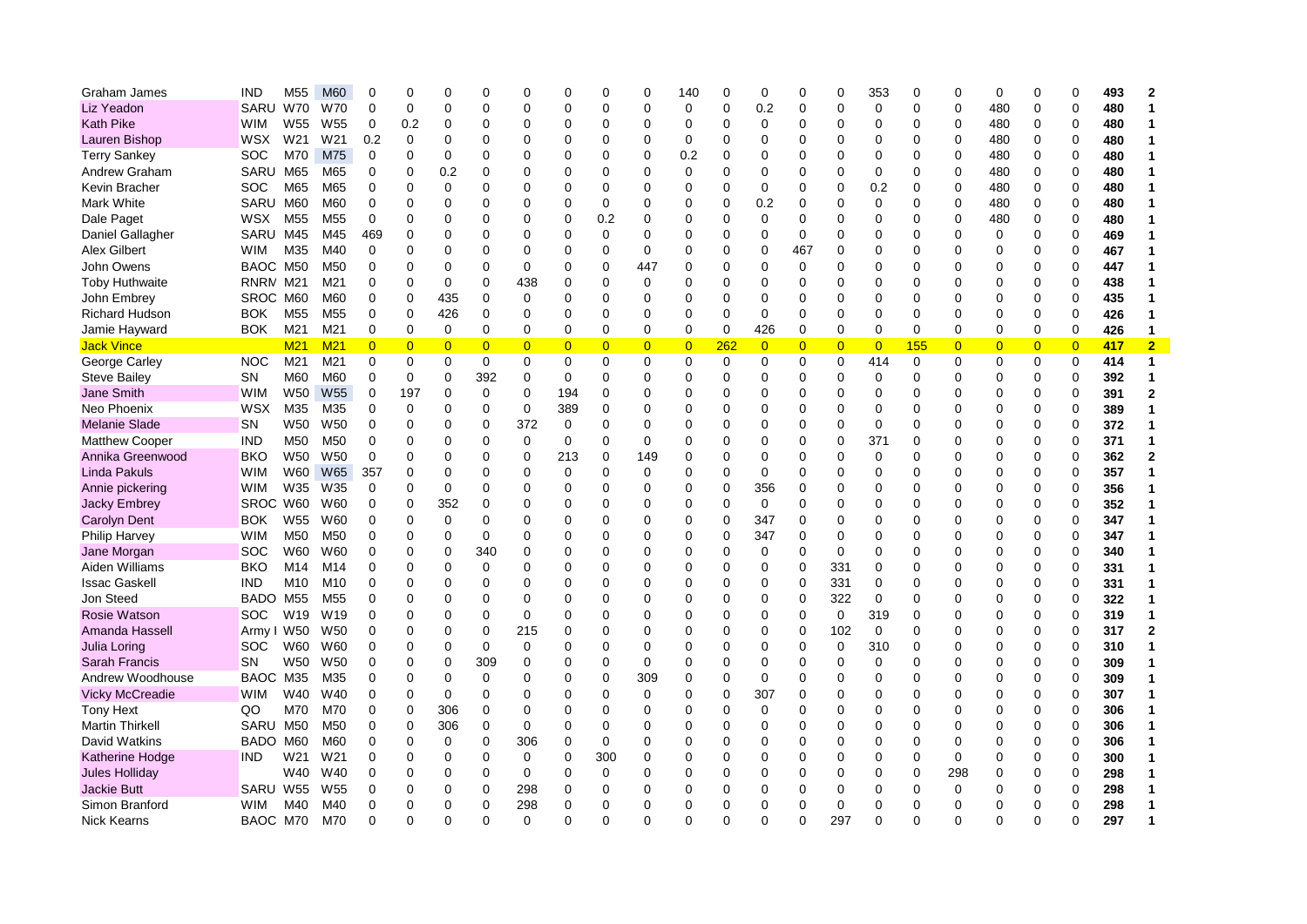| | | | | | | | | | | | | | | | | | | | | | | | | | |
|---|---|---|---|---|---|---|---|---|---|---|---|---|---|---|---|---|---|---|---|---|---|---|---|---|---|
| Graham James | IND | M55 | M60 | 0 | 0 | 0 | 0 | 0 | 0 | 0 | 0 | 140 | 0 | 0 | 0 | 0 | 353 | 0 | 0 | 0 | 0 | 0 | 0 | **493** | **2** |
| Liz Yeadon | SARU | W70 | W70 | 0 | 0 | 0 | 0 | 0 | 0 | 0 | 0 | 0 | 0 | 0.2 | 0 | 0 | 0 | 0 | 0 | 480 | 0 | 0 | 0 | **480** | **1** |
| Kath Pike | WIM | W55 | W55 | 0 | 0.2 | 0 | 0 | 0 | 0 | 0 | 0 | 0 | 0 | 0 | 0 | 0 | 0 | 0 | 0 | 480 | 0 | 0 | 0 | **480** | **1** |
| Lauren Bishop | WSX | W21 | W21 | 0.2 | 0 | 0 | 0 | 0 | 0 | 0 | 0 | 0 | 0 | 0 | 0 | 0 | 0 | 0 | 0 | 480 | 0 | 0 | 0 | **480** | **1** |
| Terry Sankey | SOC | M70 | M75 | 0 | 0 | 0 | 0 | 0 | 0 | 0 | 0 | 0.2 | 0 | 0 | 0 | 0 | 0 | 0 | 0 | 480 | 0 | 0 | 0 | **480** | **1** |
| Andrew Graham | SARU | M65 | M65 | 0 | 0 | 0.2 | 0 | 0 | 0 | 0 | 0 | 0 | 0 | 0 | 0 | 0 | 0 | 0 | 0 | 480 | 0 | 0 | 0 | **480** | **1** |
| Kevin Bracher | SOC | M65 | M65 | 0 | 0 | 0 | 0 | 0 | 0 | 0 | 0 | 0 | 0 | 0 | 0 | 0 | 0.2 | 0 | 0 | 480 | 0 | 0 | 0 | **480** | **1** |
| Mark White | SARU | M60 | M60 | 0 | 0 | 0 | 0 | 0 | 0 | 0 | 0 | 0 | 0 | 0.2 | 0 | 0 | 0 | 0 | 0 | 480 | 0 | 0 | 0 | **480** | **1** |
| Dale Paget | WSX | M55 | M55 | 0 | 0 | 0 | 0 | 0 | 0 | 0.2 | 0 | 0 | 0 | 0 | 0 | 0 | 0 | 0 | 0 | 480 | 0 | 0 | 0 | **480** | **1** |
| Daniel Gallagher | SARU | M45 | M45 | 469 | 0 | 0 | 0 | 0 | 0 | 0 | 0 | 0 | 0 | 0 | 0 | 0 | 0 | 0 | 0 | 0 | 0 | 0 | 0 | **469** | **1** |
| Alex Gilbert | WIM | M35 | M40 | 0 | 0 | 0 | 0 | 0 | 0 | 0 | 0 | 0 | 0 | 0 | 467 | 0 | 0 | 0 | 0 | 0 | 0 | 0 | 0 | **467** | **1** |
| John Owens | BAOC | M50 | M50 | 0 | 0 | 0 | 0 | 0 | 0 | 0 | 447 | 0 | 0 | 0 | 0 | 0 | 0 | 0 | 0 | 0 | 0 | 0 | 0 | **447** | **1** |
| Toby Huthwaite | RNRM | M21 | M21 | 0 | 0 | 0 | 0 | 438 | 0 | 0 | 0 | 0 | 0 | 0 | 0 | 0 | 0 | 0 | 0 | 0 | 0 | 0 | 0 | **438** | **1** |
| John Embrey | SROC | M60 | M60 | 0 | 0 | 435 | 0 | 0 | 0 | 0 | 0 | 0 | 0 | 0 | 0 | 0 | 0 | 0 | 0 | 0 | 0 | 0 | 0 | **435** | **1** |
| Richard Hudson | BOK | M55 | M55 | 0 | 0 | 426 | 0 | 0 | 0 | 0 | 0 | 0 | 0 | 0 | 0 | 0 | 0 | 0 | 0 | 0 | 0 | 0 | 0 | **426** | **1** |
| Jamie Hayward | BOK | M21 | M21 | 0 | 0 | 0 | 0 | 0 | 0 | 0 | 0 | 0 | 0 | 426 | 0 | 0 | 0 | 0 | 0 | 0 | 0 | 0 | 0 | **426** | **1** |
| Jack Vince | | M21 | M21 | 0 | 0 | 0 | 0 | 0 | 0 | 0 | 0 | 0 | 262 | 0 | 0 | 0 | 0 | 155 | 0 | 0 | 0 | 0 | 0 | **417** | **2** |
| George Carley | NOC | M21 | M21 | 0 | 0 | 0 | 0 | 0 | 0 | 0 | 0 | 0 | 0 | 0 | 0 | 0 | 414 | 0 | 0 | 0 | 0 | 0 | 0 | **414** | **1** |
| Steve Bailey | SN | M60 | M60 | 0 | 0 | 0 | 392 | 0 | 0 | 0 | 0 | 0 | 0 | 0 | 0 | 0 | 0 | 0 | 0 | 0 | 0 | 0 | 0 | **392** | **1** |
| Jane Smith | WIM | W50 | W55 | 0 | 197 | 0 | 0 | 0 | 194 | 0 | 0 | 0 | 0 | 0 | 0 | 0 | 0 | 0 | 0 | 0 | 0 | 0 | 0 | **391** | **2** |
| Neo Phoenix | WSX | M35 | M35 | 0 | 0 | 0 | 0 | 0 | 389 | 0 | 0 | 0 | 0 | 0 | 0 | 0 | 0 | 0 | 0 | 0 | 0 | 0 | 0 | **389** | **1** |
| Melanie Slade | SN | W50 | W50 | 0 | 0 | 0 | 0 | 372 | 0 | 0 | 0 | 0 | 0 | 0 | 0 | 0 | 0 | 0 | 0 | 0 | 0 | 0 | 0 | **372** | **1** |
| Matthew Cooper | IND | M50 | M50 | 0 | 0 | 0 | 0 | 0 | 0 | 0 | 0 | 0 | 0 | 0 | 0 | 0 | 371 | 0 | 0 | 0 | 0 | 0 | 0 | **371** | **1** |
| Annika Greenwood | BKO | W50 | W50 | 0 | 0 | 0 | 0 | 0 | 213 | 0 | 149 | 0 | 0 | 0 | 0 | 0 | 0 | 0 | 0 | 0 | 0 | 0 | 0 | **362** | **2** |
| Linda Pakuls | WIM | W60 | W65 | 357 | 0 | 0 | 0 | 0 | 0 | 0 | 0 | 0 | 0 | 0 | 0 | 0 | 0 | 0 | 0 | 0 | 0 | 0 | 0 | **357** | **1** |
| Annie pickering | WIM | W35 | W35 | 0 | 0 | 0 | 0 | 0 | 0 | 0 | 0 | 0 | 0 | 356 | 0 | 0 | 0 | 0 | 0 | 0 | 0 | 0 | 0 | **356** | **1** |
| Jacky Embrey | SROC | W60 | W60 | 0 | 0 | 352 | 0 | 0 | 0 | 0 | 0 | 0 | 0 | 0 | 0 | 0 | 0 | 0 | 0 | 0 | 0 | 0 | 0 | **352** | **1** |
| Carolyn Dent | BOK | W55 | W60 | 0 | 0 | 0 | 0 | 0 | 0 | 0 | 0 | 0 | 0 | 347 | 0 | 0 | 0 | 0 | 0 | 0 | 0 | 0 | 0 | **347** | **1** |
| Philip Harvey | WIM | M50 | M50 | 0 | 0 | 0 | 0 | 0 | 0 | 0 | 0 | 0 | 0 | 347 | 0 | 0 | 0 | 0 | 0 | 0 | 0 | 0 | 0 | **347** | **1** |
| Jane Morgan | SOC | W60 | W60 | 0 | 0 | 0 | 340 | 0 | 0 | 0 | 0 | 0 | 0 | 0 | 0 | 0 | 0 | 0 | 0 | 0 | 0 | 0 | 0 | **340** | **1** |
| Aiden Williams | BKO | M14 | M14 | 0 | 0 | 0 | 0 | 0 | 0 | 0 | 0 | 0 | 0 | 0 | 0 | 331 | 0 | 0 | 0 | 0 | 0 | 0 | 0 | **331** | **1** |
| Issac Gaskell | IND | M10 | M10 | 0 | 0 | 0 | 0 | 0 | 0 | 0 | 0 | 0 | 0 | 0 | 0 | 331 | 0 | 0 | 0 | 0 | 0 | 0 | 0 | **331** | **1** |
| Jon Steed | BADO | M55 | M55 | 0 | 0 | 0 | 0 | 0 | 0 | 0 | 0 | 0 | 0 | 0 | 0 | 322 | 0 | 0 | 0 | 0 | 0 | 0 | 0 | **322** | **1** |
| Rosie Watson | SOC | W19 | W19 | 0 | 0 | 0 | 0 | 0 | 0 | 0 | 0 | 0 | 0 | 0 | 0 | 0 | 319 | 0 | 0 | 0 | 0 | 0 | 0 | **319** | **1** |
| Amanda Hassell | Army I | W50 | W50 | 0 | 0 | 0 | 0 | 215 | 0 | 0 | 0 | 0 | 0 | 0 | 0 | 102 | 0 | 0 | 0 | 0 | 0 | 0 | 0 | **317** | **2** |
| Julia Loring | SOC | W60 | W60 | 0 | 0 | 0 | 0 | 0 | 0 | 0 | 0 | 0 | 0 | 0 | 0 | 0 | 310 | 0 | 0 | 0 | 0 | 0 | 0 | **310** | **1** |
| Sarah Francis | SN | W50 | W50 | 0 | 0 | 0 | 309 | 0 | 0 | 0 | 0 | 0 | 0 | 0 | 0 | 0 | 0 | 0 | 0 | 0 | 0 | 0 | 0 | **309** | **1** |
| Andrew Woodhouse | BAOC | M35 | M35 | 0 | 0 | 0 | 0 | 0 | 0 | 0 | 309 | 0 | 0 | 0 | 0 | 0 | 0 | 0 | 0 | 0 | 0 | 0 | 0 | **309** | **1** |
| Vicky McCreadie | WIM | W40 | W40 | 0 | 0 | 0 | 0 | 0 | 0 | 0 | 0 | 0 | 0 | 307 | 0 | 0 | 0 | 0 | 0 | 0 | 0 | 0 | 0 | **307** | **1** |
| Tony Hext | QO | M70 | M70 | 0 | 0 | 306 | 0 | 0 | 0 | 0 | 0 | 0 | 0 | 0 | 0 | 0 | 0 | 0 | 0 | 0 | 0 | 0 | 0 | **306** | **1** |
| Martin Thirkell | SARU | M50 | M50 | 0 | 0 | 306 | 0 | 0 | 0 | 0 | 0 | 0 | 0 | 0 | 0 | 0 | 0 | 0 | 0 | 0 | 0 | 0 | 0 | **306** | **1** |
| David Watkins | BADO | M60 | M60 | 0 | 0 | 0 | 0 | 306 | 0 | 0 | 0 | 0 | 0 | 0 | 0 | 0 | 0 | 0 | 0 | 0 | 0 | 0 | 0 | **306** | **1** |
| Katherine Hodge | IND | W21 | W21 | 0 | 0 | 0 | 0 | 0 | 0 | 300 | 0 | 0 | 0 | 0 | 0 | 0 | 0 | 0 | 0 | 0 | 0 | 0 | 0 | **300** | **1** |
| Jules Holliday | | W40 | W40 | 0 | 0 | 0 | 0 | 0 | 0 | 0 | 0 | 0 | 0 | 0 | 0 | 0 | 0 | 0 | 298 | 0 | 0 | 0 | 0 | **298** | **1** |
| Jackie Butt | SARU | W55 | W55 | 0 | 0 | 0 | 0 | 298 | 0 | 0 | 0 | 0 | 0 | 0 | 0 | 0 | 0 | 0 | 0 | 0 | 0 | 0 | 0 | **298** | **1** |
| Simon Branford | WIM | M40 | M40 | 0 | 0 | 0 | 0 | 298 | 0 | 0 | 0 | 0 | 0 | 0 | 0 | 0 | 0 | 0 | 0 | 0 | 0 | 0 | 0 | **298** | **1** |
| Nick Kearns | BAOC | M70 | M70 | 0 | 0 | 0 | 0 | 0 | 0 | 0 | 0 | 0 | 0 | 0 | 0 | 297 | 0 | 0 | 0 | 0 | 0 | 0 | 0 | **297** | **1** |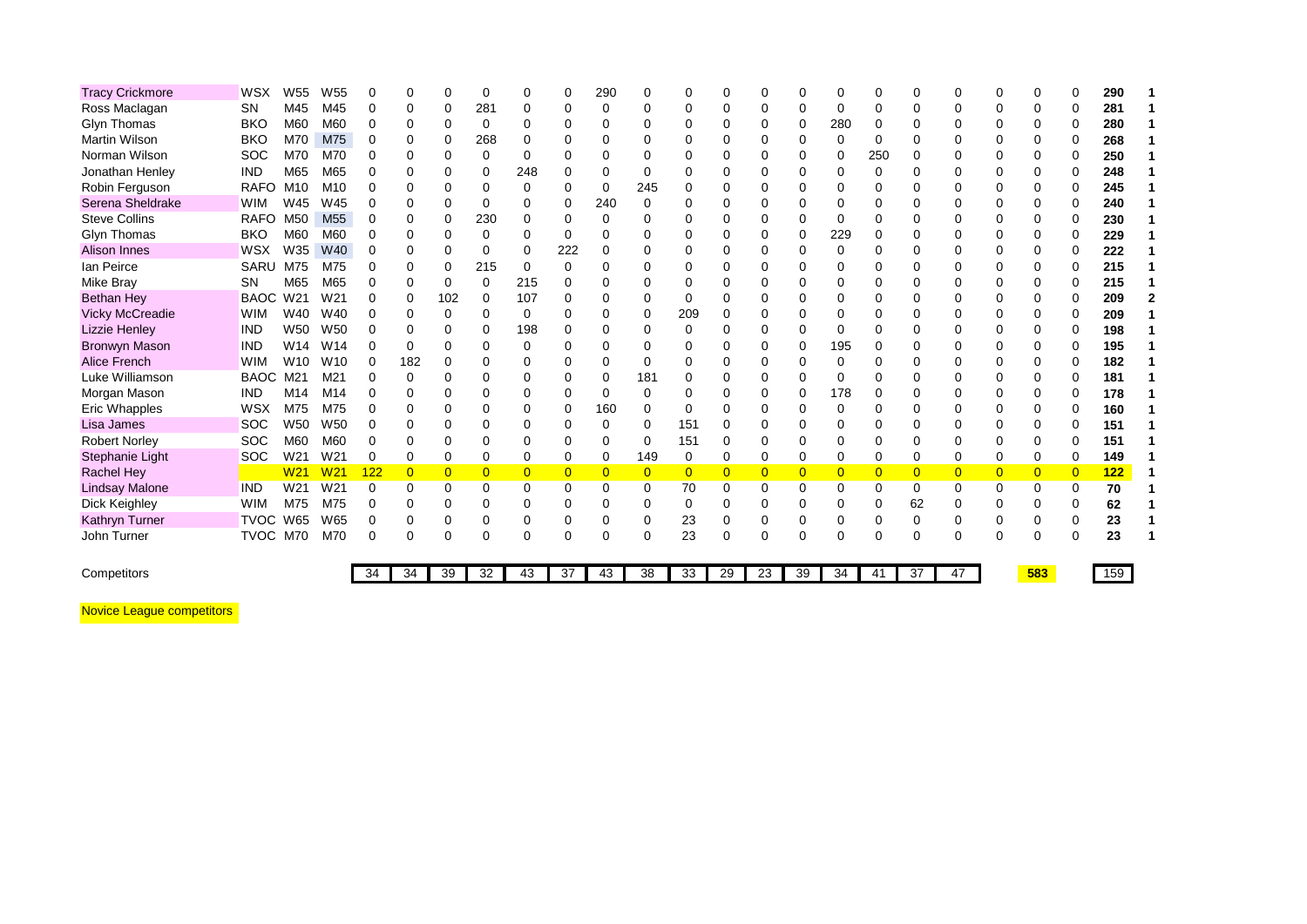| | | | | | | | | | | | | | | | | | | | | | | | | | |
|---|---|---|---|---|---|---|---|---|---|---|---|---|---|---|---|---|---|---|---|---|---|---|---|---|---|
| Tracy Crickmore | WSX | W55 | W55 | 0 | 0 | 0 | 0 | 0 | 0 | 290 | 0 | 0 | 0 | 0 | 0 | 0 | 0 | 0 | 0 | 0 | 0 | 0 | 0 | 290 | 1 |
| Ross Maclagan | SN | M45 | M45 | 0 | 0 | 0 | 281 | 0 | 0 | 0 | 0 | 0 | 0 | 0 | 0 | 0 | 0 | 0 | 0 | 0 | 0 | 0 | 0 | 281 | 1 |
| Glyn Thomas | BKO | M60 | M60 | 0 | 0 | 0 | 0 | 0 | 0 | 0 | 0 | 0 | 0 | 0 | 0 | 280 | 0 | 0 | 0 | 0 | 0 | 0 | 0 | 280 | 1 |
| Martin Wilson | BKO | M70 | M75 | 0 | 0 | 0 | 268 | 0 | 0 | 0 | 0 | 0 | 0 | 0 | 0 | 0 | 0 | 0 | 0 | 0 | 0 | 0 | 0 | 268 | 1 |
| Norman Wilson | SOC | M70 | M70 | 0 | 0 | 0 | 0 | 0 | 0 | 0 | 0 | 0 | 0 | 0 | 0 | 0 | 250 | 0 | 0 | 0 | 0 | 0 | 0 | 250 | 1 |
| Jonathan Henley | IND | M65 | M65 | 0 | 0 | 0 | 0 | 248 | 0 | 0 | 0 | 0 | 0 | 0 | 0 | 0 | 0 | 0 | 0 | 0 | 0 | 0 | 0 | 248 | 1 |
| Robin Ferguson | RAFO | M10 | M10 | 0 | 0 | 0 | 0 | 0 | 0 | 0 | 245 | 0 | 0 | 0 | 0 | 0 | 0 | 0 | 0 | 0 | 0 | 0 | 0 | 245 | 1 |
| Serena Sheldrake | WIM | W45 | W45 | 0 | 0 | 0 | 0 | 0 | 0 | 240 | 0 | 0 | 0 | 0 | 0 | 0 | 0 | 0 | 0 | 0 | 0 | 0 | 0 | 240 | 1 |
| Steve Collins | RAFO | M50 | M55 | 0 | 0 | 0 | 230 | 0 | 0 | 0 | 0 | 0 | 0 | 0 | 0 | 0 | 0 | 0 | 0 | 0 | 0 | 0 | 0 | 230 | 1 |
| Glyn Thomas | BKO | M60 | M60 | 0 | 0 | 0 | 0 | 0 | 0 | 0 | 0 | 0 | 0 | 0 | 0 | 229 | 0 | 0 | 0 | 0 | 0 | 0 | 0 | 229 | 1 |
| Alison Innes | WSX | W35 | W40 | 0 | 0 | 0 | 0 | 0 | 222 | 0 | 0 | 0 | 0 | 0 | 0 | 0 | 0 | 0 | 0 | 0 | 0 | 0 | 0 | 222 | 1 |
| Ian Peirce | SARU | M75 | M75 | 0 | 0 | 0 | 215 | 0 | 0 | 0 | 0 | 0 | 0 | 0 | 0 | 0 | 0 | 0 | 0 | 0 | 0 | 0 | 0 | 215 | 1 |
| Mike Bray | SN | M65 | M65 | 0 | 0 | 0 | 0 | 215 | 0 | 0 | 0 | 0 | 0 | 0 | 0 | 0 | 0 | 0 | 0 | 0 | 0 | 0 | 0 | 215 | 1 |
| Bethan Hey | BAOC | W21 | W21 | 0 | 0 | 102 | 0 | 107 | 0 | 0 | 0 | 0 | 0 | 0 | 0 | 0 | 0 | 0 | 0 | 0 | 0 | 0 | 0 | 209 | 2 |
| Vicky McCreadie | WIM | W40 | W40 | 0 | 0 | 0 | 0 | 0 | 0 | 0 | 0 | 209 | 0 | 0 | 0 | 0 | 0 | 0 | 0 | 0 | 0 | 0 | 0 | 209 | 1 |
| Lizzie Henley | IND | W50 | W50 | 0 | 0 | 0 | 0 | 198 | 0 | 0 | 0 | 0 | 0 | 0 | 0 | 0 | 0 | 0 | 0 | 0 | 0 | 0 | 0 | 198 | 1 |
| Bronwyn Mason | IND | W14 | W14 | 0 | 0 | 0 | 0 | 0 | 0 | 0 | 0 | 0 | 0 | 0 | 0 | 195 | 0 | 0 | 0 | 0 | 0 | 0 | 0 | 195 | 1 |
| Alice French | WIM | W10 | W10 | 0 | 182 | 0 | 0 | 0 | 0 | 0 | 0 | 0 | 0 | 0 | 0 | 0 | 0 | 0 | 0 | 0 | 0 | 0 | 0 | 182 | 1 |
| Luke Williamson | BAOC | M21 | M21 | 0 | 0 | 0 | 0 | 0 | 0 | 0 | 181 | 0 | 0 | 0 | 0 | 0 | 0 | 0 | 0 | 0 | 0 | 0 | 0 | 181 | 1 |
| Morgan Mason | IND | M14 | M14 | 0 | 0 | 0 | 0 | 0 | 0 | 0 | 0 | 0 | 0 | 0 | 0 | 178 | 0 | 0 | 0 | 0 | 0 | 0 | 0 | 178 | 1 |
| Eric Whapples | WSX | M75 | M75 | 0 | 0 | 0 | 0 | 0 | 0 | 160 | 0 | 0 | 0 | 0 | 0 | 0 | 0 | 0 | 0 | 0 | 0 | 0 | 0 | 160 | 1 |
| Lisa James | SOC | W50 | W50 | 0 | 0 | 0 | 0 | 0 | 0 | 0 | 0 | 151 | 0 | 0 | 0 | 0 | 0 | 0 | 0 | 0 | 0 | 0 | 0 | 151 | 1 |
| Robert Norley | SOC | M60 | M60 | 0 | 0 | 0 | 0 | 0 | 0 | 0 | 0 | 151 | 0 | 0 | 0 | 0 | 0 | 0 | 0 | 0 | 0 | 0 | 0 | 151 | 1 |
| Stephanie Light | SOC | W21 | W21 | 0 | 0 | 0 | 0 | 0 | 0 | 0 | 149 | 0 | 0 | 0 | 0 | 0 | 0 | 0 | 0 | 0 | 0 | 0 | 0 | 149 | 1 |
| Rachel Hey | | W21 | W21 | 122 | 0 | 0 | 0 | 0 | 0 | 0 | 0 | 0 | 0 | 0 | 0 | 0 | 0 | 0 | 0 | 0 | 0 | 0 | 0 | 122 | 1 |
| Lindsay Malone | IND | W21 | W21 | 0 | 0 | 0 | 0 | 0 | 0 | 0 | 0 | 70 | 0 | 0 | 0 | 0 | 0 | 0 | 0 | 0 | 0 | 0 | 0 | 70 | 1 |
| Dick Keighley | WIM | M75 | M75 | 0 | 0 | 0 | 0 | 0 | 0 | 0 | 0 | 0 | 0 | 0 | 0 | 0 | 0 | 62 | 0 | 0 | 0 | 0 | 0 | 62 | 1 |
| Kathryn Turner | TVOC | W65 | W65 | 0 | 0 | 0 | 0 | 0 | 0 | 0 | 0 | 23 | 0 | 0 | 0 | 0 | 0 | 0 | 0 | 0 | 0 | 0 | 0 | 23 | 1 |
| John Turner | TVOC | M70 | M70 | 0 | 0 | 0 | 0 | 0 | 0 | 0 | 0 | 23 | 0 | 0 | 0 | 0 | 0 | 0 | 0 | 0 | 0 | 0 | 0 | 23 | 1 |
| Competitors | | | | 34 | 34 | 39 | 32 | 43 | 37 | 43 | 38 | 33 | 29 | 23 | 39 | 34 | 41 | 37 | 47 | | | 583 | | 159 | |

Novice League competitors